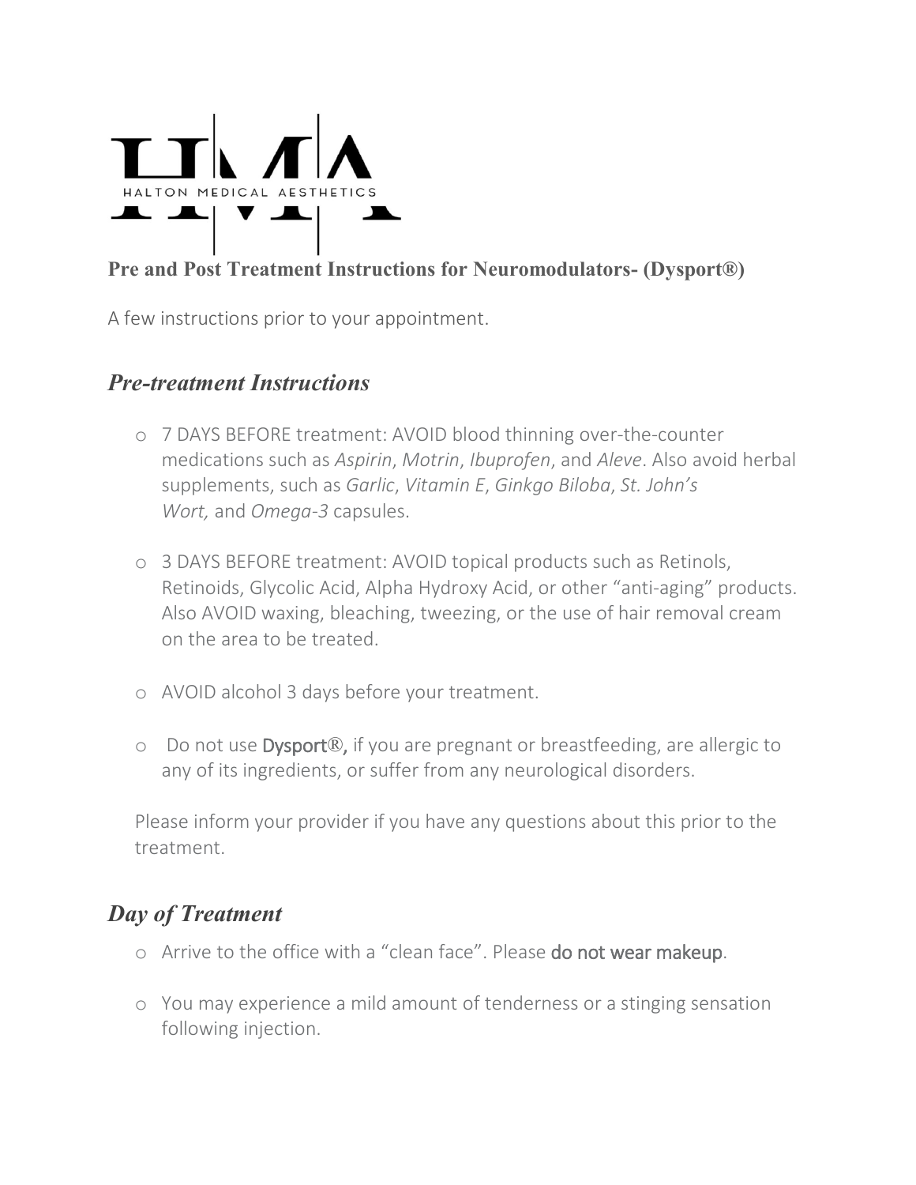HMA

HALTON MEDICAL AESTHETICS

**Pre and Post Treatment Instructions for Neuromodulators- (Dysport®)**

A few instructions prior to your appointment.

## *Pre-treatment Instructions*

- 7 DAYS BEFORE treatment: AVOID blood thinning over-the-counter medications such as *Aspirin*, *Motrin*, *Ibuprofen*, and *Aleve*. Also avoid herbal supplements, such as *Garlic*, *Vitamin E*, *Ginkgo Biloba*, *St. John's Wort,* and *Omega-3* capsules.

- 3 DAYS BEFORE treatment: AVOID topical products such as Retinols, Retinoids, Glycolic Acid, Alpha Hydroxy Acid, or other "anti-aging" products. Also AVOID waxing, bleaching, tweezing, or the use of hair removal cream on the area to be treated.

- AVOID alcohol 3 days before your treatment.

- Do not use Dysport®, if you are pregnant or breastfeeding, are allergic to any of its ingredients, or suffer from any neurological disorders.

Please inform your provider if you have any questions about this prior to the treatment.

## *Day of Treatment*

- Arrive to the office with a "clean face". Please do not wear makeup.

- You may experience a mild amount of tenderness or a stinging sensation following injection.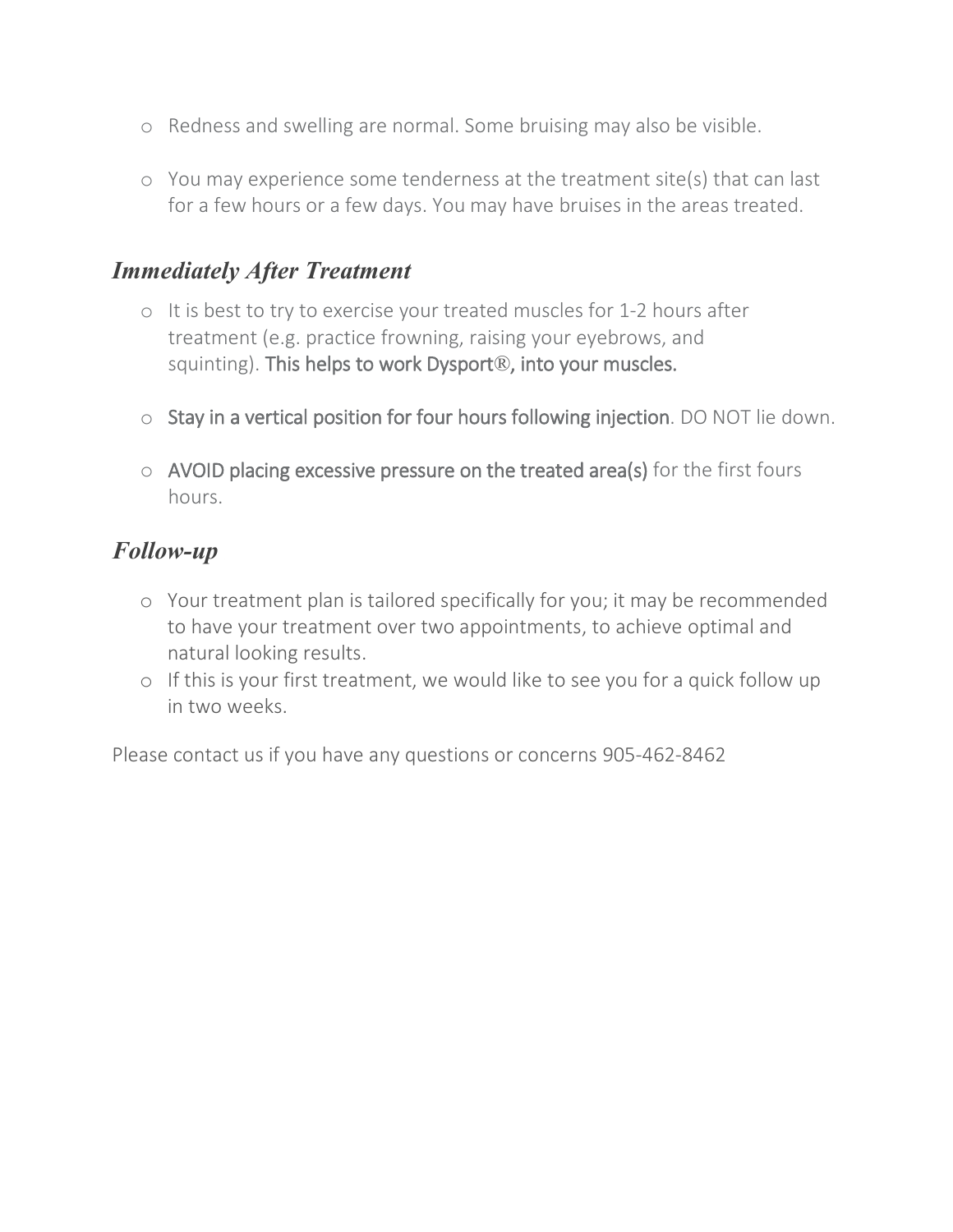- Redness and swelling are normal. Some bruising may also be visible.

- You may experience some tenderness at the treatment site(s) that can last for a few hours or a few days. You may have bruises in the areas treated.

## *Immediately After Treatment*

- It is best to try to exercise your treated muscles for 1-2 hours after treatment (e.g. practice frowning, raising your eyebrows, and squinting). This helps to work Dysport®, into your muscles.

- Stay in a vertical position for four hours following injection. DO NOT lie down.

- AVOID placing excessive pressure on the treated area(s) for the first fours hours.

## *Follow-up*

- Your treatment plan is tailored specifically for you; it may be recommended to have your treatment over two appointments, to achieve optimal and natural looking results.
- If this is your first treatment, we would like to see you for a quick follow up in two weeks.

Please contact us if you have any questions or concerns 905-462-8462